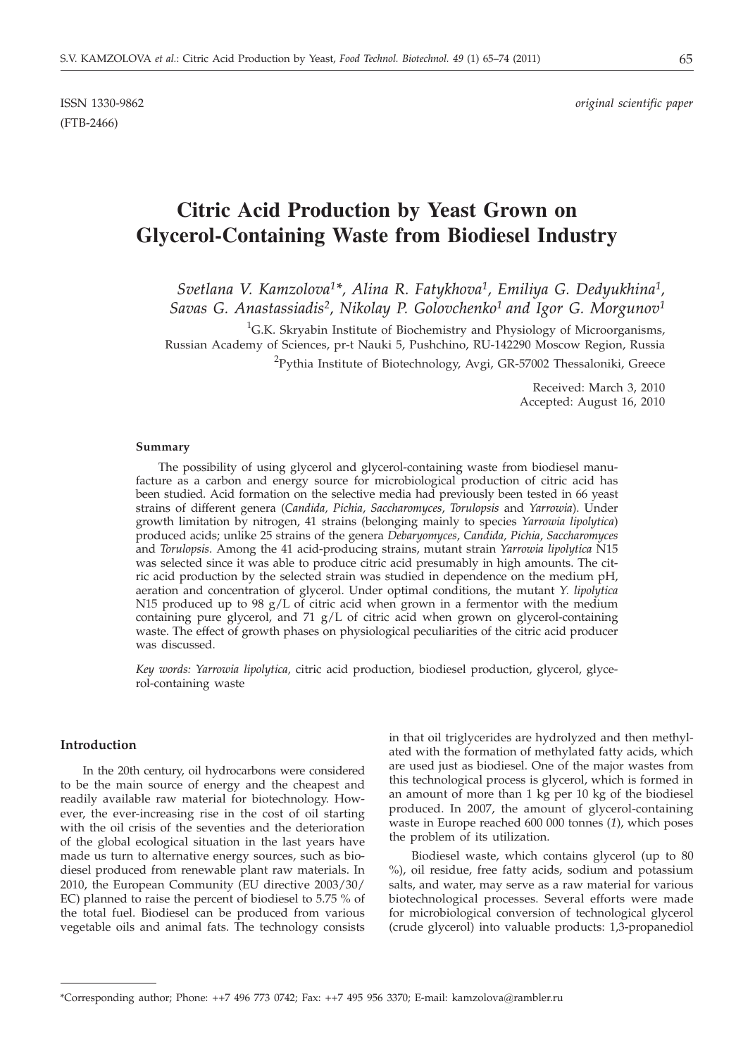ISSN 1330-9862
(FTB-2466)

*original scientific paper*

# Citric Acid Production by Yeast Grown on Glycerol-Containing Waste from Biodiesel Industry

*Svetlana V. Kamzolova[1]\*, Alina R. Fatykhova[1], Emiliya G. Dedyukhina[1], Savas G. Anastassiadis[2], Nikolay P. Golovchenko[1] and Igor G. Morgunov[1]*

[1]G.K. Skryabin Institute of Biochemistry and Physiology of Microorganisms, Russian Academy of Sciences, pr-t Nauki 5, Pushchino, RU-142290 Moscow Region, Russia

[2]Pythia Institute of Biotechnology, Avgi, GR-57002 Thessaloniki, Greece

Received: March 3, 2010
Accepted: August 16, 2010

#### Summary

The possibility of using glycerol and glycerol-containing waste from biodiesel manufacture as a carbon and energy source for microbiological production of citric acid has been studied. Acid formation on the selective media had previously been tested in 66 yeast strains of different genera (*Candida*, *Pichia*, *Saccharomyces*, *Torulopsis* and *Yarrowia*). Under growth limitation by nitrogen, 41 strains (belonging mainly to species *Yarrowia lipolytica*) produced acids; unlike 25 strains of the genera *Debaryomyces*, *Candida*, *Pichia*, *Saccharomyces* and *Torulopsis*. Among the 41 acid-producing strains, mutant strain *Yarrowia lipolytica* N15 was selected since it was able to produce citric acid presumably in high amounts. The citric acid production by the selected strain was studied in dependence on the medium pH, aeration and concentration of glycerol. Under optimal conditions, the mutant *Y. lipolytica* N15 produced up to 98 g/L of citric acid when grown in a fermentor with the medium containing pure glycerol, and 71 g/L of citric acid when grown on glycerol-containing waste. The effect of growth phases on physiological peculiarities of the citric acid producer was discussed.

*Key words: Yarrowia lipolytica*, citric acid production, biodiesel production, glycerol, glycerol-containing waste

## Introduction

In the 20th century, oil hydrocarbons were considered to be the main source of energy and the cheapest and readily available raw material for biotechnology. However, the ever-increasing rise in the cost of oil starting with the oil crisis of the seventies and the deterioration of the global ecological situation in the last years have made us turn to alternative energy sources, such as biodiesel produced from renewable plant raw materials. In 2010, the European Community (EU directive 2003/30/EC) planned to raise the percent of biodiesel to 5.75 % of the total fuel. Biodiesel can be produced from various vegetable oils and animal fats. The technology consists in that oil triglycerides are hydrolyzed and then methylated with the formation of methylated fatty acids, which are used just as biodiesel. One of the major wastes from this technological process is glycerol, which is formed in an amount of more than 1 kg per 10 kg of the biodiesel produced. In 2007, the amount of glycerol-containing waste in Europe reached 600 000 tonnes (*1*), which poses the problem of its utilization.

Biodiesel waste, which contains glycerol (up to 80 %), oil residue, free fatty acids, sodium and potassium salts, and water, may serve as a raw material for various biotechnological processes. Several efforts were made for microbiological conversion of technological glycerol (crude glycerol) into valuable products: 1,3-propanediol

\*Corresponding author; Phone: ++7 496 773 0742; Fax: ++7 495 956 3370; E-mail: kamzolova@rambler.ru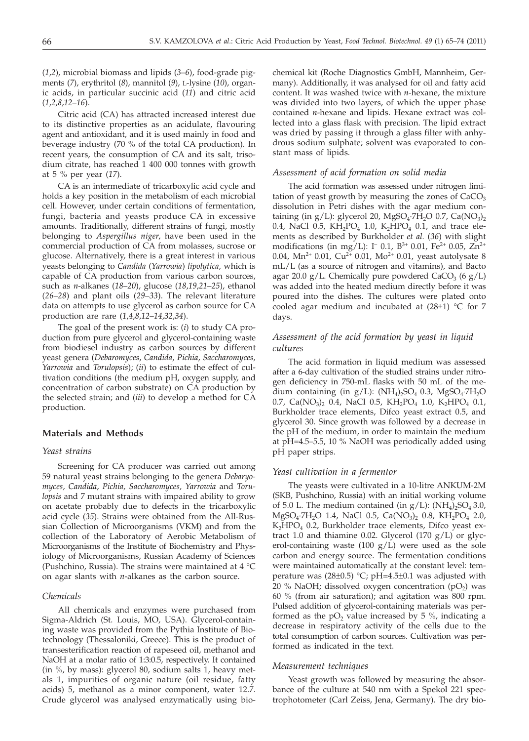(*1,2*), microbial biomass and lipids (*3–6*), food-grade pigments (*7*), erythritol (*8*), mannitol (*9*), L-lysine (*10*), organic acids, in particular succinic acid (*11*) and citric acid (*1,2,8,12–16*).

Citric acid (CA) has attracted increased interest due to its distinctive properties as an acidulate, flavouring agent and antioxidant, and it is used mainly in food and beverage industry (70 % of the total CA production). In recent years, the consumption of CA and its salt, trisodium citrate, has reached 1 400 000 tonnes with growth at 5 % per year (*17*).

CA is an intermediate of tricarboxylic acid cycle and holds a key position in the metabolism of each microbial cell. However, under certain conditions of fermentation, fungi, bacteria and yeasts produce CA in excessive amounts. Traditionally, different strains of fungi, mostly belonging to *Aspergillus niger*, have been used in the commercial production of CA from molasses, sucrose or glucose. Alternatively, there is a great interest in various yeasts belonging to *Candida* (*Yarrowia*) *lipolytica*, which is capable of CA production from various carbon sources, such as *n*-alkanes (*18–20*), glucose (*18,19,21–25*), ethanol (*26–28*) and plant oils (*29–33*). The relevant literature data on attempts to use glycerol as carbon source for CA production are rare (*1,4,8,12–14,32,34*).

The goal of the present work is: (*i*) to study CA production from pure glycerol and glycerol-containing waste from biodiesel industry as carbon sources by different yeast genera (*Debaromyces, Candida, Pichia, Saccharomyces, Yarrowia* and *Torulopsis*); (*ii*) to estimate the effect of cultivation conditions (the medium pH, oxygen supply, and concentration of carbon substrate) on CA production by the selected strain; and (*iii*) to develop a method for CA production.

## Materials and Methods

### *Yeast strains*

Screening for CA producer was carried out among 59 natural yeast strains belonging to the genera *Debaryomyces, Candida, Pichia, Saccharomyces, Yarrowia* and *Torulopsis* and 7 mutant strains with impaired ability to grow on acetate probably due to defects in the tricarboxylic acid cycle (*35*). Strains were obtained from the All-Russian Collection of Microorganisms (VKM) and from the collection of the Laboratory of Aerobic Metabolism of Microorganisms of the Institute of Biochemistry and Physiology of Microorganisms, Russian Academy of Sciences (Pushchino, Russia). The strains were maintained at 4 °C on agar slants with *n*-alkanes as the carbon source.

### *Chemicals*

All chemicals and enzymes were purchased from Sigma-Aldrich (St. Louis, MO, USA). Glycerol-containing waste was provided from the Pythia Institute of Biotechnology (Thessaloniki, Greece). This is the product of transesterification reaction of rapeseed oil, methanol and NaOH at a molar ratio of 1:3:0.5, respectively. It contained (in %, by mass): glycerol 80, sodium salts 1, heavy metals 1, impurities of organic nature (oil residue, fatty acids) 5, methanol as a minor component, water 12.7. Crude glycerol was analysed enzymatically using biochemical kit (Roche Diagnostics GmbH, Mannheim, Germany). Additionally, it was analysed for oil and fatty acid content. It was washed twice with *n*-hexane, the mixture was divided into two layers, of which the upper phase contained *n*-hexane and lipids. Hexane extract was collected into a glass flask with precision. The lipid extract was dried by passing it through a glass filter with anhydrous sodium sulphate; solvent was evaporated to constant mass of lipids.

### *Assessment of acid formation on solid media*

The acid formation was assessed under nitrogen limitation of yeast growth by measuring the zones of $CaCO_3$ dissolution in Petri dishes with the agar medium containing (in g/L): glycerol 20, $MgSO_4 \cdot 7H_2O$ 0.7, $Ca(NO_3)_2$ 0.4, NaCl 0.5, $KH_2PO_4$ 1.0, $K_2HPO_4$ 0.1, and trace elements as described by Burkholder *et al.* (*36*) with slight modifications (in mg/L): $I^-$ 0.1, $B^{3+}$ 0.01, $Fe^{2+}$ 0.05, $Zn^{2+}$ 0.04, $Mn^{2+}$ 0.01, $Cu^{2+}$ 0.01, $Mo^{2+}$ 0.01, yeast autolysate 8 mL/L (as a source of nitrogen and vitamins), and Bacto agar 20.0 g/L. Chemically pure powdered $CaCO_3$ (6 g/L) was added into the heated medium directly before it was poured into the dishes. The cultures were plated onto cooled agar medium and incubated at (28±1) °C for 7 days.

### *Assessment of the acid formation by yeast in liquid cultures*

The acid formation in liquid medium was assessed after a 6-day cultivation of the studied strains under nitrogen deficiency in 750-mL flasks with 50 mL of the medium containing (in g/L): $(NH_4)_2SO_4$ 0.3, $MgSO_4 \cdot 7H_2O$ 0.7, $Ca(NO_3)_2$ 0.4, NaCl 0.5, $KH_2PO_4$ 1.0, $K_2HPO_4$ 0.1, Burkholder trace elements, Difco yeast extract 0.5, and glycerol 30. Since growth was followed by a decrease in the pH of the medium, in order to maintain the medium at pH=4.5–5.5, 10 % NaOH was periodically added using pH paper strips.

### *Yeast cultivation in a fermentor*

The yeasts were cultivated in a 10-litre ANKUM-2M (SKB, Pushchino, Russia) with an initial working volume of 5.0 L. The medium contained (in g/L): $(NH_4)_2SO_4$ 3.0, $MgSO_4 \cdot 7H_2O$ 1.4, NaCl 0.5, $Ca(NO_3)_2$ 0.8, $KH_2PO_4$ 2.0, $K_2HPO_4$ 0.2, Burkholder trace elements, Difco yeast extract 1.0 and thiamine 0.02. Glycerol (170 g/L) or glycerol-containing waste (100 g/L) were used as the sole carbon and energy source. The fermentation conditions were maintained automatically at the constant level: temperature was (28±0.5) °C; pH=4.5±0.1 was adjusted with 20 % NaOH; dissolved oxygen concentration ($pO_2$) was 60 % (from air saturation); and agitation was 800 rpm. Pulsed addition of glycerol-containing materials was performed as the $pO_2$ value increased by 5 %, indicating a decrease in respiratory activity of the cells due to the total consumption of carbon sources. Cultivation was performed as indicated in the text.

### *Measurement techniques*

Yeast growth was followed by measuring the absorbance of the culture at 540 nm with a Spekol 221 spectrophotometer (Carl Zeiss, Jena, Germany). The dry bio-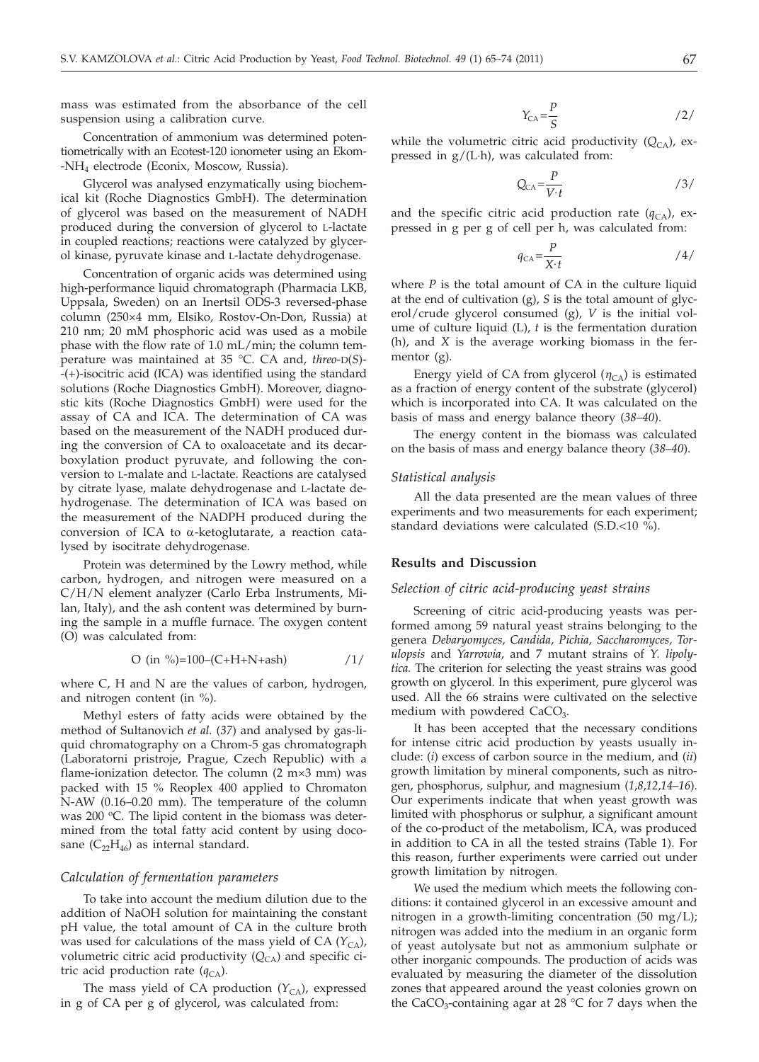mass was estimated from the absorbance of the cell suspension using a calibration curve.

Concentration of ammonium was determined potentiometrically with an Ecotest-120 ionometer using an Ekom-$NH_4$ electrode (Econix, Moscow, Russia).

Glycerol was analysed enzymatically using biochemical kit (Roche Diagnostics GmbH). The determination of glycerol was based on the measurement of NADH produced during the conversion of glycerol to L-lactate in coupled reactions; reactions were catalyzed by glycerol kinase, pyruvate kinase and L-lactate dehydrogenase.

Concentration of organic acids was determined using high-performance liquid chromatograph (Pharmacia LKB, Uppsala, Sweden) on an Inertsil ODS-3 reversed-phase column (250×4 mm, Elsiko, Rostov-On-Don, Russia) at 210 nm; 20 mM phosphoric acid was used as a mobile phase with the flow rate of 1.0 mL/min; the column temperature was maintained at 35 °C. CA and, *threo*-D(*S*)-(+)-isocitric acid (ICA) was identified using the standard solutions (Roche Diagnostics GmbH). Moreover, diagnostic kits (Roche Diagnostics GmbH) were used for the assay of CA and ICA. The determination of CA was based on the measurement of the NADH produced during the conversion of CA to oxaloacetate and its decarboxylation product pyruvate, and following the conversion to L-malate and L-lactate. Reactions are catalysed by citrate lyase, malate dehydrogenase and L-lactate dehydrogenase. The determination of ICA was based on the measurement of the NADPH produced during the conversion of ICA to α-ketoglutarate, a reaction catalysed by isocitrate dehydrogenase.

Protein was determined by the Lowry method, while carbon, hydrogen, and nitrogen were measured on a C/H/N element analyzer (Carlo Erba Instruments, Milan, Italy), and the ash content was determined by burning the sample in a muffle furnace. The oxygen content (O) was calculated from:

$$\text{O (in \%)} = 100 - (\text{C} + \text{H} + \text{N} + \text{ash}) \qquad /1/$$

where C, H and N are the values of carbon, hydrogen, and nitrogen content (in %).

Methyl esters of fatty acids were obtained by the method of Sultanovich *et al.* (*37*) and analysed by gas-liquid chromatography on a Chrom-5 gas chromatograph (Laboratorni pristroje, Prague, Czech Republic) with a flame-ionization detector. The column (2 m×3 mm) was packed with 15 % Reoplex 400 applied to Chromaton N-AW (0.16–0.20 mm). The temperature of the column was 200 °C. The lipid content in the biomass was determined from the total fatty acid content by using docosane ($C_{22}H_{46}$) as internal standard.

### *Calculation of fermentation parameters*

To take into account the medium dilution due to the addition of NaOH solution for maintaining the constant pH value, the total amount of CA in the culture broth was used for calculations of the mass yield of CA ($Y_{CA}$), volumetric citric acid productivity ($Q_{CA}$) and specific citric acid production rate ($q_{CA}$).

The mass yield of CA production ($Y_{CA}$), expressed in g of CA per g of glycerol, was calculated from:

$$Y_{CA} = \frac{P}{S} \qquad /2/$$

while the volumetric citric acid productivity ($Q_{CA}$), expressed in g/(L·h), was calculated from:

$$Q_{CA} = \frac{P}{V \cdot t} \qquad /3/$$

and the specific citric acid production rate ($q_{CA}$), expressed in g per g of cell per h, was calculated from:

$$q_{CA} = \frac{P}{X \cdot t} \qquad /4/$$

where *P* is the total amount of CA in the culture liquid at the end of cultivation (g), *S* is the total amount of glycerol/crude glycerol consumed (g), *V* is the initial volume of culture liquid (L), *t* is the fermentation duration (h), and *X* is the average working biomass in the fermentor (g).

Energy yield of CA from glycerol ($\eta_{CA}$) is estimated as a fraction of energy content of the substrate (glycerol) which is incorporated into CA. It was calculated on the basis of mass and energy balance theory (*38–40*).

The energy content in the biomass was calculated on the basis of mass and energy balance theory (*38–40*).

### *Statistical analysis*

All the data presented are the mean values of three experiments and two measurements for each experiment; standard deviations were calculated (S.D.<10 %).

## Results and Discussion

### *Selection of citric acid-producing yeast strains*

Screening of citric acid-producing yeasts was performed among 59 natural yeast strains belonging to the genera *Debaryomyces, Candida, Pichia, Saccharomyces, Torulopsis* and *Yarrowia*, and 7 mutant strains of *Y. lipolytica.* The criterion for selecting the yeast strains was good growth on glycerol. In this experiment, pure glycerol was used. All the 66 strains were cultivated on the selective medium with powdered $CaCO_3$.

It has been accepted that the necessary conditions for intense citric acid production by yeasts usually include: (*i*) excess of carbon source in the medium, and (*ii*) growth limitation by mineral components, such as nitrogen, phosphorus, sulphur, and magnesium (*1,8,12,14–16*). Our experiments indicate that when yeast growth was limited with phosphorus or sulphur, a significant amount of the co-product of the metabolism, ICA, was produced in addition to CA in all the tested strains (Table 1). For this reason, further experiments were carried out under growth limitation by nitrogen.

We used the medium which meets the following conditions: it contained glycerol in an excessive amount and nitrogen in a growth-limiting concentration (50 mg/L); nitrogen was added into the medium in an organic form of yeast autolysate but not as ammonium sulphate or other inorganic compounds. The production of acids was evaluated by measuring the diameter of the dissolution zones that appeared around the yeast colonies grown on the $CaCO_3$-containing agar at 28 °C for 7 days when the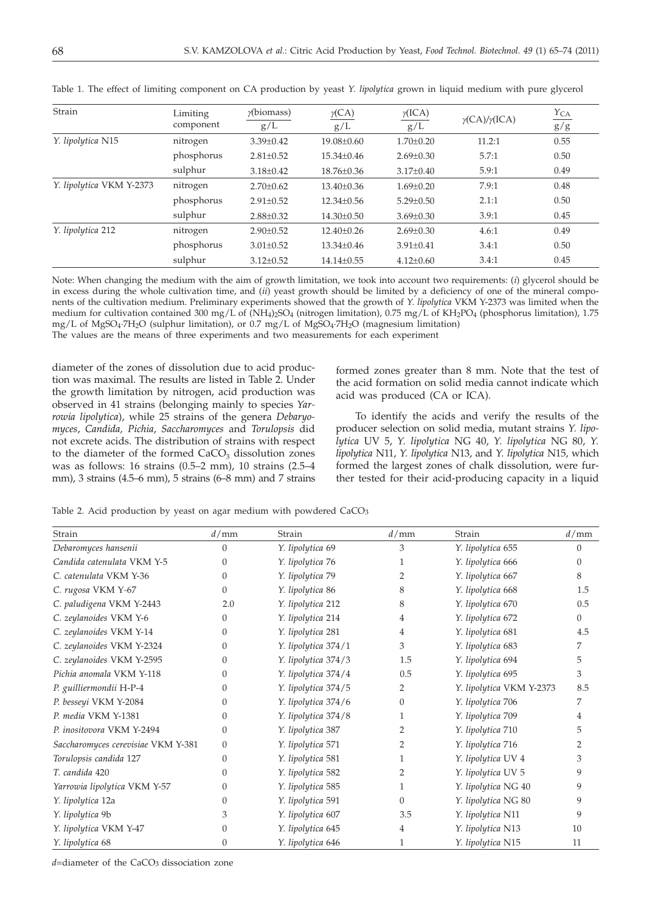Table 1. The effect of limiting component on CA production by yeast *Y. lipolytica* grown in liquid medium with pure glycerol

| Strain | Limiting component | $\gamma$(biomass) / g/L | $\gamma$(CA) / g/L | $\gamma$(ICA) / g/L | $\gamma$(CA)/$\gamma$(ICA) | $Y_{CA}$ / g/g |
|---|---|---|---|---|---|---|
| *Y. lipolytica* N15 | nitrogen | 3.39±0.42 | 19.08±0.60 | 1.70±0.20 | 11.2:1 | 0.55 |
| | phosphorus | 2.81±0.52 | 15.34±0.46 | 2.69±0.30 | 5.7:1 | 0.50 |
| | sulphur | 3.18±0.42 | 18.76±0.36 | 3.17±0.40 | 5.9:1 | 0.49 |
| *Y. lipolytica* VKM Y-2373 | nitrogen | 2.70±0.62 | 13.40±0.36 | 1.69±0.20 | 7.9:1 | 0.48 |
| | phosphorus | 2.91±0.52 | 12.34±0.56 | 5.29±0.50 | 2.1:1 | 0.50 |
| | sulphur | 2.88±0.32 | 14.30±0.50 | 3.69±0.30 | 3.9:1 | 0.45 |
| *Y. lipolytica* 212 | nitrogen | 2.90±0.52 | 12.40±0.26 | 2.69±0.30 | 4.6:1 | 0.49 |
| | phosphorus | 3.01±0.52 | 13.34±0.46 | 3.91±0.41 | 3.4:1 | 0.50 |
| | sulphur | 3.12±0.52 | 14.14±0.55 | 4.12±0.60 | 3.4:1 | 0.45 |

Note: When changing the medium with the aim of growth limitation, we took into account two requirements: (*i*) glycerol should be in excess during the whole cultivation time, and (*ii*) yeast growth should be limited by a deficiency of one of the mineral components of the cultivation medium. Preliminary experiments showed that the growth of *Y. lipolytica* VKM Y-2373 was limited when the medium for cultivation contained 300 mg/L of $(NH_4)_2SO_4$ (nitrogen limitation), 0.75 mg/L of $KH_2PO_4$ (phosphorus limitation), 1.75 mg/L of $MgSO_4 \cdot 7H_2O$ (sulphur limitation), or 0.7 mg/L of $MgSO_4 \cdot 7H_2O$ (magnesium limitation)
The values are the means of three experiments and two measurements for each experiment

diameter of the zones of dissolution due to acid production was maximal. The results are listed in Table 2. Under the growth limitation by nitrogen, acid production was observed in 41 strains (belonging mainly to species *Yarrowia lipolytica*), while 25 strains of the genera *Debaryomyces*, *Candida*, *Pichia*, *Saccharomyces* and *Torulopsis* did not excrete acids. The distribution of strains with respect to the diameter of the formed $CaCO_3$ dissolution zones was as follows: 16 strains (0.5–2 mm), 10 strains (2.5–4 mm), 3 strains (4.5–6 mm), 5 strains (6–8 mm) and 7 strains formed zones greater than 8 mm. Note that the test of the acid formation on solid media cannot indicate which acid was produced (CA or ICA).

To identify the acids and verify the results of the producer selection on solid media, mutant strains *Y. lipolytica* UV 5, *Y. lipolytica* NG 40, *Y. lipolytica* NG 80, *Y. lipolytica* N11, *Y. lipolytica* N13, and *Y. lipolytica* N15, which formed the largest zones of chalk dissolution, were further tested for their acid-producing capacity in a liquid

Table 2. Acid production by yeast on agar medium with powdered $CaCO_3$

| Strain | $d$/mm | Strain | $d$/mm | Strain | $d$/mm |
|---|---|---|---|---|---|
| *Debaromyces hansenii* | 0 | *Y. lipolytica* 69 | 3 | *Y. lipolytica* 655 | 0 |
| *Candida catenulata* VKM Y-5 | 0 | *Y. lipolytica* 76 | 1 | *Y. lipolytica* 666 | 0 |
| *C. catenulata* VKM Y-36 | 0 | *Y. lipolytica* 79 | 2 | *Y. lipolytica* 667 | 8 |
| *C. rugosa* VKM Y-67 | 0 | *Y. lipolytica* 86 | 8 | *Y. lipolytica* 668 | 1.5 |
| *C. paludigena* VKM Y-2443 | 2.0 | *Y. lipolytica* 212 | 8 | *Y. lipolytica* 670 | 0.5 |
| *C. zeylanoides* VKM Y-6 | 0 | *Y. lipolytica* 214 | 4 | *Y. lipolytica* 672 | 0 |
| *C. zeylanoides* VKM Y-14 | 0 | *Y. lipolytica* 281 | 4 | *Y. lipolytica* 681 | 4.5 |
| *C. zeylanoides* VKM Y-2324 | 0 | *Y. lipolytica* 374/1 | 3 | *Y. lipolytica* 683 | 7 |
| *C. zeylanoides* VKM Y-2595 | 0 | *Y. lipolytica* 374/3 | 1.5 | *Y. lipolytica* 694 | 5 |
| *Pichia anomala* VKM Y-118 | 0 | *Y. lipolytica* 374/4 | 0.5 | *Y. lipolytica* 695 | 3 |
| *P. guilliermondii* H-P-4 | 0 | *Y. lipolytica* 374/5 | 2 | *Y. lipolytica* VKM Y-2373 | 8.5 |
| *P. besseyi* VKM Y-2084 | 0 | *Y. lipolytica* 374/6 | 0 | *Y. lipolytica* 706 | 7 |
| *P. media* VKM Y-1381 | 0 | *Y. lipolytica* 374/8 | 1 | *Y. lipolytica* 709 | 4 |
| *P. inositovora* VKM Y-2494 | 0 | *Y. lipolytica* 387 | 2 | *Y. lipolytica* 710 | 5 |
| *Saccharomyces cerevisiae* VKM Y-381 | 0 | *Y. lipolytica* 571 | 2 | *Y. lipolytica* 716 | 2 |
| *Torulopsis candida* 127 | 0 | *Y. lipolytica* 581 | 1 | *Y. lipolytica* UV 4 | 3 |
| *T. candida* 420 | 0 | *Y. lipolytica* 582 | 2 | *Y. lipolytica* UV 5 | 9 |
| *Yarrowia lipolytica* VKM Y-57 | 0 | *Y. lipolytica* 585 | 1 | *Y. lipolytica* NG 40 | 9 |
| *Y. lipolytica* 12a | 0 | *Y. lipolytica* 591 | 0 | *Y. lipolytica* NG 80 | 9 |
| *Y. lipolytica* 9b | 3 | *Y. lipolytica* 607 | 3.5 | *Y. lipolytica* N11 | 9 |
| *Y. lipolytica* VKM Y-47 | 0 | *Y. lipolytica* 645 | 4 | *Y. lipolytica* N13 | 10 |
| *Y. lipolytica* 68 | 0 | *Y. lipolytica* 646 | 1 | *Y. lipolytica* N15 | 11 |

$d$=diameter of the $CaCO_3$ dissociation zone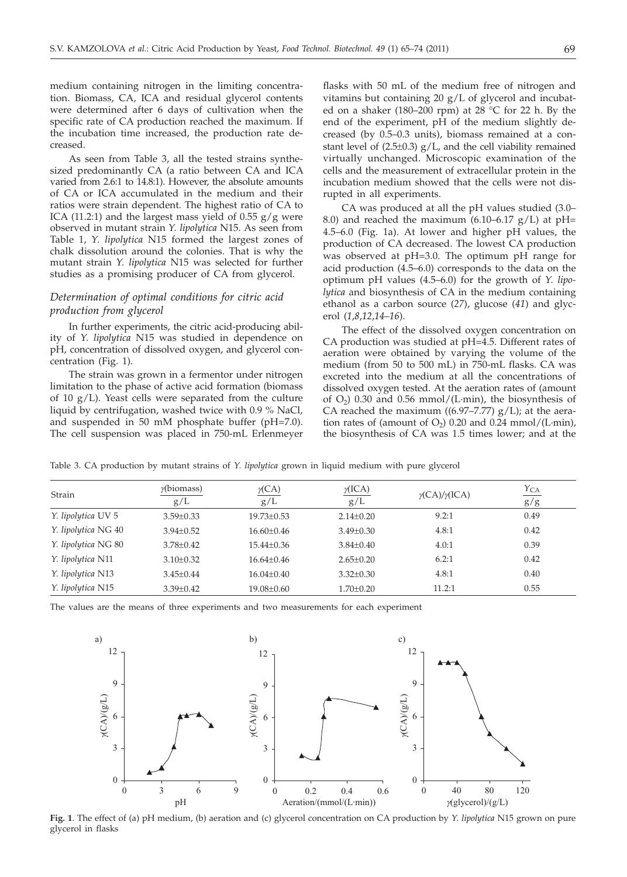medium containing nitrogen in the limiting concentration. Biomass, CA, ICA and residual glycerol contents were determined after 6 days of cultivation when the specific rate of CA production reached the maximum. If the incubation time increased, the production rate decreased.

As seen from Table 3, all the tested strains synthesized predominantly CA (a ratio between CA and ICA varied from 2.6:1 to 14.8:1). However, the absolute amounts of CA or ICA accumulated in the medium and their ratios were strain dependent. The highest ratio of CA to ICA (11.2:1) and the largest mass yield of 0.55 g/g were observed in mutant strain *Y. lipolytica* N15. As seen from Table 1, *Y. lipolytica* N15 formed the largest zones of chalk dissolution around the colonies. That is why the mutant strain *Y. lipolytica* N15 was selected for further studies as a promising producer of CA from glycerol.

### *Determination of optimal conditions for citric acid production from glycerol*

In further experiments, the citric acid-producing ability of *Y. lipolytica* N15 was studied in dependence on pH, concentration of dissolved oxygen, and glycerol concentration (Fig. 1).

The strain was grown in a fermentor under nitrogen limitation to the phase of active acid formation (biomass of 10 g/L). Yeast cells were separated from the culture liquid by centrifugation, washed twice with 0.9 % NaCl, and suspended in 50 mM phosphate buffer (pH=7.0). The cell suspension was placed in 750-mL Erlenmeyer flasks with 50 mL of the medium free of nitrogen and vitamins but containing 20 g/L of glycerol and incubated on a shaker (180–200 rpm) at 28 °C for 22 h. By the end of the experiment, pH of the medium slightly decreased (by 0.5–0.3 units), biomass remained at a constant level of (2.5±0.3) g/L, and the cell viability remained virtually unchanged. Microscopic examination of the cells and the measurement of extracellular protein in the incubation medium showed that the cells were not disrupted in all experiments.

CA was produced at all the pH values studied (3.0–8.0) and reached the maximum (6.10–6.17 g/L) at pH=4.5–6.0 (Fig. 1a). At lower and higher pH values, the production of CA decreased. The lowest CA production was observed at pH=3.0. The optimum pH range for acid production (4.5–6.0) corresponds to the data on the optimum pH values (4.5–6.0) for the growth of *Y. lipolytica* and biosynthesis of CA in the medium containing ethanol as a carbon source (*27*), glucose (*41*) and glycerol (*1,8,12,14–16*).

The effect of the dissolved oxygen concentration on CA production was studied at pH=4.5. Different rates of aeration were obtained by varying the volume of the medium (from 50 to 500 mL) in 750-mL flasks. CA was excreted into the medium at all the concentrations of dissolved oxygen tested. At the aeration rates of (amount of $O_2$) 0.30 and 0.56 mmol/(L·min), the biosynthesis of CA reached the maximum ((6.97–7.77) g/L); at the aeration rates of (amount of $O_2$) 0.20 and 0.24 mmol/(L·min), the biosynthesis of CA was 1.5 times lower; and at the

Table 3. CA production by mutant strains of *Y. lipolytica* grown in liquid medium with pure glycerol

| Strain | $\gamma$(biomass) g/L | $\gamma$(CA) g/L | $\gamma$(ICA) g/L | $\gamma$(CA)/$\gamma$(ICA) | $Y_{CA}$ g/g |
|---|---|---|---|---|---|
| *Y. lipolytica* UV 5 | 3.59±0.33 | 19.73±0.53 | 2.14±0.20 | 9.2:1 | 0.49 |
| *Y. lipolytica* NG 40 | 3.94±0.52 | 16.60±0.46 | 3.49±0.30 | 4.8:1 | 0.42 |
| *Y. lipolytica* NG 80 | 3.78±0.42 | 15.44±0.36 | 3.84±0.40 | 4.0:1 | 0.39 |
| *Y. lipolytica* N11 | 3.10±0.32 | 16.64±0.46 | 2.65±0.20 | 6.2:1 | 0.42 |
| *Y. lipolytica* N13 | 3.45±0.44 | 16.04±0.40 | 3.32±0.30 | 4.8:1 | 0.40 |
| *Y. lipolytica* N15 | 3.39±0.42 | 19.08±0.60 | 1.70±0.20 | 11.2:1 | 0.55 |

The values are the means of three experiments and two measurements for each experiment

**Fig. 1**. The effect of (a) pH medium, (b) aeration and (c) glycerol concentration on CA production by *Y. lipolytica* N15 grown on pure glycerol in flasks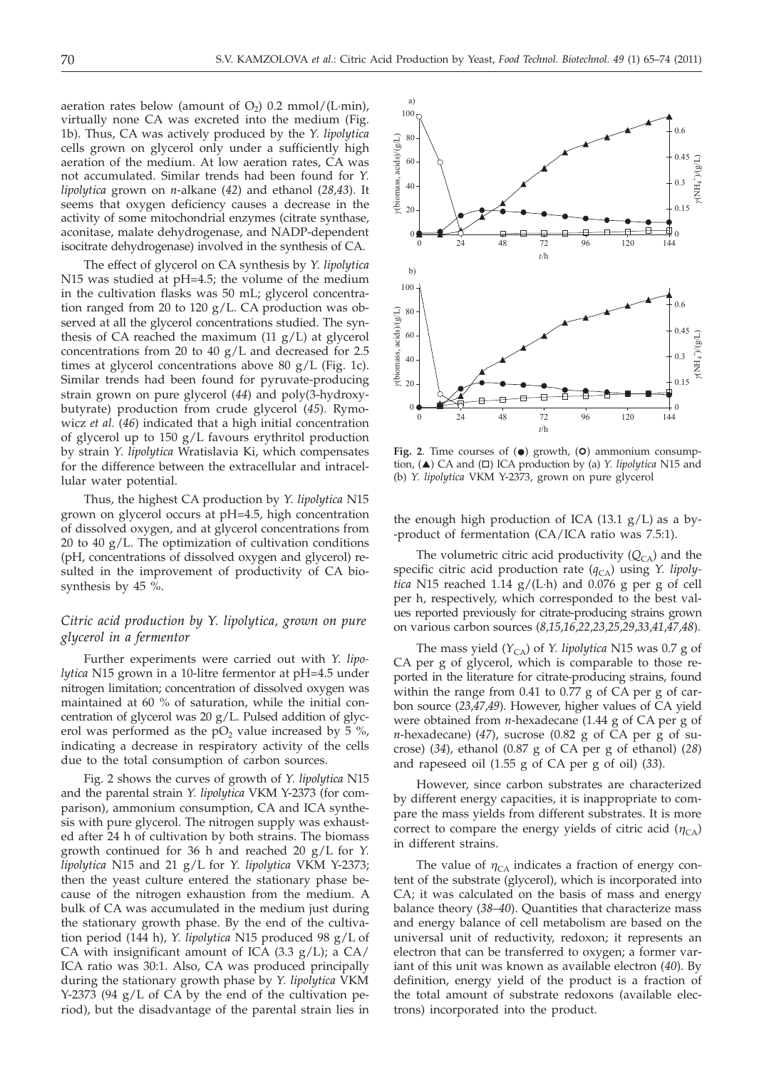aeration rates below (amount of $O_2$) 0.2 mmol/(L·min), virtually none CA was excreted into the medium (Fig. 1b). Thus, CA was actively produced by the *Y. lipolytica* cells grown on glycerol only under a sufficiently high aeration of the medium. At low aeration rates, CA was not accumulated. Similar trends had been found for *Y. lipolytica* grown on *n*-alkane (*42*) and ethanol (*28,43*). It seems that oxygen deficiency causes a decrease in the activity of some mitochondrial enzymes (citrate synthase, aconitase, malate dehydrogenase, and NADP-dependent isocitrate dehydrogenase) involved in the synthesis of CA.

The effect of glycerol on CA synthesis by *Y. lipolytica* N15 was studied at pH=4.5; the volume of the medium in the cultivation flasks was 50 mL; glycerol concentration ranged from 20 to 120 g/L. CA production was observed at all the glycerol concentrations studied. The synthesis of CA reached the maximum (11 g/L) at glycerol concentrations from 20 to 40 g/L and decreased for 2.5 times at glycerol concentrations above 80 g/L (Fig. 1c). Similar trends had been found for pyruvate-producing strain grown on pure glycerol (*44*) and poly(3-hydroxybutyrate) production from crude glycerol (*45*). Rymowicz *et al.* (*46*) indicated that a high initial concentration of glycerol up to 150 g/L favours erythritol production by strain *Y. lipolytica* Wratislavia Ki, which compensates for the difference between the extracellular and intracellular water potential.

Thus, the highest CA production by *Y. lipolytica* N15 grown on glycerol occurs at pH=4.5, high concentration of dissolved oxygen, and at glycerol concentrations from 20 to 40 g/L. The optimization of cultivation conditions (pH, concentrations of dissolved oxygen and glycerol) resulted in the improvement of productivity of CA biosynthesis by 45 %.

### *Citric acid production by Y. lipolytica, grown on pure glycerol in a fermentor*

Further experiments were carried out with *Y. lipolytica* N15 grown in a 10-litre fermentor at pH=4.5 under nitrogen limitation; concentration of dissolved oxygen was maintained at 60 % of saturation, while the initial concentration of glycerol was 20 g/L. Pulsed addition of glycerol was performed as the $pO_2$ value increased by 5 %, indicating a decrease in respiratory activity of the cells due to the total consumption of carbon sources.

Fig. 2 shows the curves of growth of *Y. lipolytica* N15 and the parental strain *Y. lipolytica* VKM Y-2373 (for comparison), ammonium consumption, CA and ICA synthesis with pure glycerol. The nitrogen supply was exhausted after 24 h of cultivation by both strains. The biomass growth continued for 36 h and reached 20 g/L for *Y. lipolytica* N15 and 21 g/L for *Y. lipolytica* VKM Y-2373; then the yeast culture entered the stationary phase because of the nitrogen exhaustion from the medium. A bulk of CA was accumulated in the medium just during the stationary growth phase. By the end of the cultivation period (144 h), *Y. lipolytica* N15 produced 98 g/L of CA with insignificant amount of ICA (3.3 g/L); a CA/ICA ratio was 30:1. Also, CA was produced principally during the stationary growth phase by *Y. lipolytica* VKM Y-2373 (94 g/L of CA by the end of the cultivation period), but the disadvantage of the parental strain lies in the enough high production of ICA (13.1 g/L) as a by-product of fermentation (CA/ICA ratio was 7.5:1).

**Fig. 2**. Time courses of (●) growth, (○) ammonium consumption, (▲) CA and (□) ICA production by (a) *Y. lipolytica* N15 and (b) *Y. lipolytica* VKM Y-2373, grown on pure glycerol

The volumetric citric acid productivity ($Q_{CA}$) and the specific citric acid production rate ($q_{CA}$) using *Y. lipolytica* N15 reached 1.14 g/(L·h) and 0.076 g per g of cell per h, respectively, which corresponded to the best values reported previously for citrate-producing strains grown on various carbon sources (*8,15,16,22,23,25,29,33,41,47,48*).

The mass yield ($Y_{CA}$) of *Y. lipolytica* N15 was 0.7 g of CA per g of glycerol, which is comparable to those reported in the literature for citrate-producing strains, found within the range from 0.41 to 0.77 g of CA per g of carbon source (*23,47,49*). However, higher values of CA yield were obtained from *n*-hexadecane (1.44 g of CA per g of *n*-hexadecane) (*47*), sucrose (0.82 g of CA per g of sucrose) (*34*), ethanol (0.87 g of CA per g of ethanol) (*28*) and rapeseed oil (1.55 g of CA per g of oil) (*33*).

However, since carbon substrates are characterized by different energy capacities, it is inappropriate to compare the mass yields from different substrates. It is more correct to compare the energy yields of citric acid ($\eta_{CA}$) in different strains.

The value of $\eta_{CA}$ indicates a fraction of energy content of the substrate (glycerol), which is incorporated into CA; it was calculated on the basis of mass and energy balance theory (*38–40*). Quantities that characterize mass and energy balance of cell metabolism are based on the universal unit of reductivity, redoxon; it represents an electron that can be transferred to oxygen; a former variant of this unit was known as available electron (*40*). By definition, energy yield of the product is a fraction of the total amount of substrate redoxons (available electrons) incorporated into the product.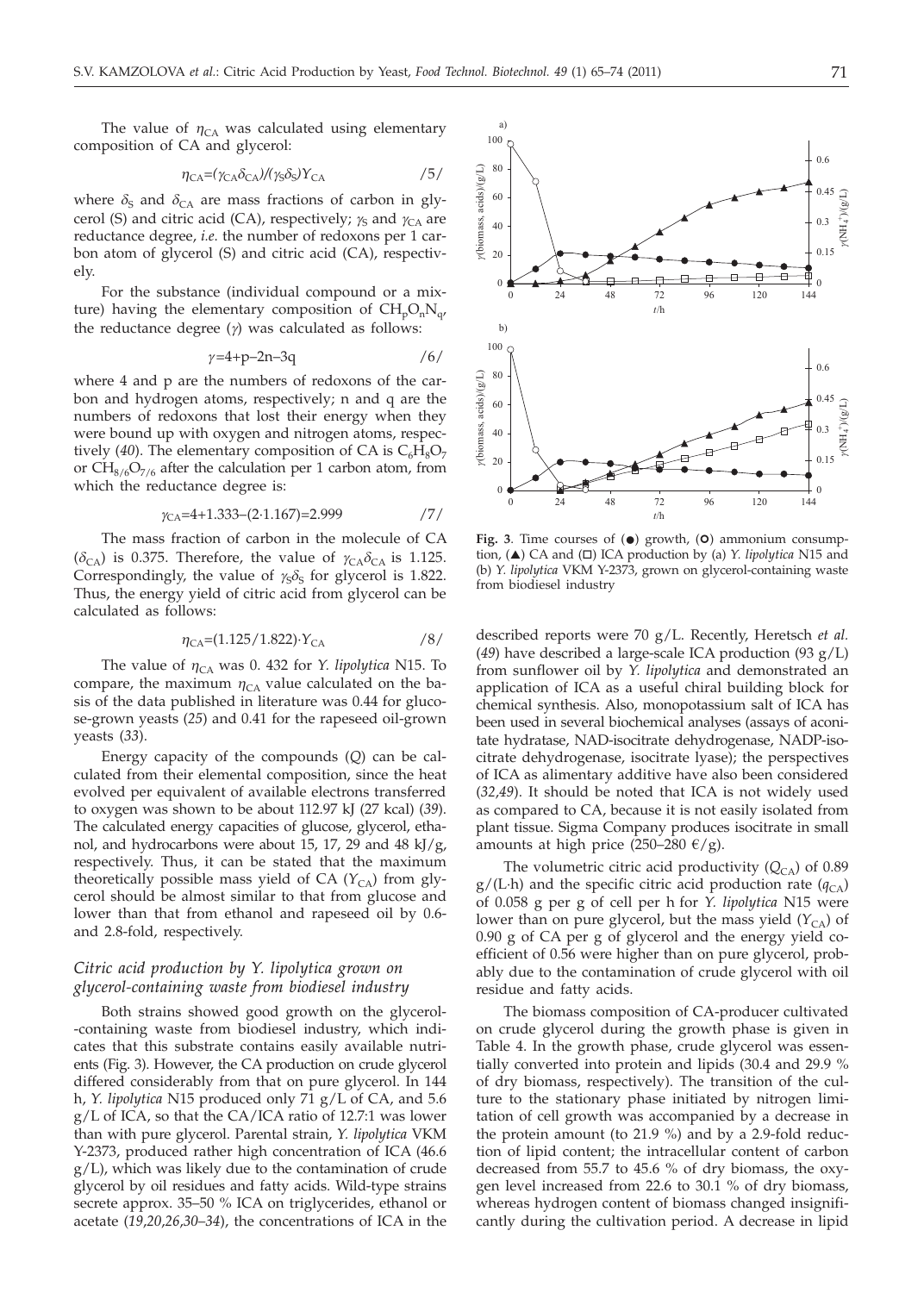The value of $\eta_{CA}$ was calculated using elementary composition of CA and glycerol:

$$\eta_{CA}=(\gamma_{CA}\delta_{CA})/(\gamma_S\delta_S)Y_{CA} \qquad /5/$$

where $\delta_S$ and $\delta_{CA}$ are mass fractions of carbon in glycerol (S) and citric acid (CA), respectively; $\gamma_S$ and $\gamma_{CA}$ are reductance degree, *i.e.* the number of redoxons per 1 carbon atom of glycerol (S) and citric acid (CA), respectively.

For the substance (individual compound or a mixture) having the elementary composition of $CH_pO_nN_q$, the reductance degree ($\gamma$) was calculated as follows:

$$\gamma=4+p-2n-3q \qquad /6/$$

where 4 and p are the numbers of redoxons of the carbon and hydrogen atoms, respectively; n and q are the numbers of redoxons that lost their energy when they were bound up with oxygen and nitrogen atoms, respectively (*40*). The elementary composition of CA is $C_6H_8O_7$ or $CH_{8/6}O_{7/6}$ after the calculation per 1 carbon atom, from which the reductance degree is:

$$\gamma_{CA}=4+1.333-(2\cdot1.167)=2.999 \qquad /7/$$

The mass fraction of carbon in the molecule of CA ($\delta_{CA}$) is 0.375. Therefore, the value of $\gamma_{CA}\delta_{CA}$ is 1.125. Correspondingly, the value of $\gamma_S\delta_S$ for glycerol is 1.822. Thus, the energy yield of citric acid from glycerol can be calculated as follows:

$$\eta_{CA}=(1.125/1.822)\cdot Y_{CA} \qquad /8/$$

The value of $\eta_{CA}$ was 0. 432 for *Y. lipolytica* N15. To compare, the maximum $\eta_{CA}$ value calculated on the basis of the data published in literature was 0.44 for glucose-grown yeasts (*25*) and 0.41 for the rapeseed oil-grown yeasts (*33*).

Energy capacity of the compounds (*Q*) can be calculated from their elemental composition, since the heat evolved per equivalent of available electrons transferred to oxygen was shown to be about 112.97 kJ (27 kcal) (*39*). The calculated energy capacities of glucose, glycerol, ethanol, and hydrocarbons were about 15, 17, 29 and 48 kJ/g, respectively. Thus, it can be stated that the maximum theoretically possible mass yield of CA ($Y_{CA}$) from glycerol should be almost similar to that from glucose and lower than that from ethanol and rapeseed oil by 0.6- and 2.8-fold, respectively.

### *Citric acid production by Y. lipolytica grown on glycerol-containing waste from biodiesel industry*

Both strains showed good growth on the glycerol-containing waste from biodiesel industry, which indicates that this substrate contains easily available nutrients (Fig. 3). However, the CA production on crude glycerol differed considerably from that on pure glycerol. In 144 h, *Y. lipolytica* N15 produced only 71 g/L of CA, and 5.6 g/L of ICA, so that the CA/ICA ratio of 12.7:1 was lower than with pure glycerol. Parental strain, *Y. lipolytica* VKM Y-2373, produced rather high concentration of ICA (46.6 g/L), which was likely due to the contamination of crude glycerol by oil residues and fatty acids. Wild-type strains secrete approx. 35–50 % ICA on triglycerides, ethanol or acetate (*19,20,26,30–34*), the concentrations of ICA in the described reports were 70 g/L. Recently, Heretsch *et al.* (*49*) have described a large-scale ICA production (93 g/L) from sunflower oil by *Y. lipolytica* and demonstrated an application of ICA as a useful chiral building block for chemical synthesis. Also, monopotassium salt of ICA has been used in several biochemical analyses (assays of aconitate hydratase, NAD-isocitrate dehydrogenase, NADP-isocitrate dehydrogenase, isocitrate lyase); the perspectives of ICA as alimentary additive have also been considered (*32,49*). It should be noted that ICA is not widely used as compared to CA, because it is not easily isolated from plant tissue. Sigma Company produces isocitrate in small amounts at high price (250–280 €/g).

**Fig. 3**. Time courses of (●) growth, (○) ammonium consumption, (▲) CA and (□) ICA production by (a) *Y. lipolytica* N15 and (b) *Y. lipolytica* VKM Y-2373, grown on glycerol-containing waste from biodiesel industry

The volumetric citric acid productivity ($Q_{CA}$) of 0.89 g/(L·h) and the specific citric acid production rate ($q_{CA}$) of 0.058 g per g of cell per h for *Y. lipolytica* N15 were lower than on pure glycerol, but the mass yield ($Y_{CA}$) of 0.90 g of CA per g of glycerol and the energy yield coefficient of 0.56 were higher than on pure glycerol, probably due to the contamination of crude glycerol with oil residue and fatty acids.

The biomass composition of CA-producer cultivated on crude glycerol during the growth phase is given in Table 4. In the growth phase, crude glycerol was essentially converted into protein and lipids (30.4 and 29.9 % of dry biomass, respectively). The transition of the culture to the stationary phase initiated by nitrogen limitation of cell growth was accompanied by a decrease in the protein amount (to 21.9 %) and by a 2.9-fold reduction of lipid content; the intracellular content of carbon decreased from 55.7 to 45.6 % of dry biomass, the oxygen level increased from 22.6 to 30.1 % of dry biomass, whereas hydrogen content of biomass changed insignificantly during the cultivation period. A decrease in lipid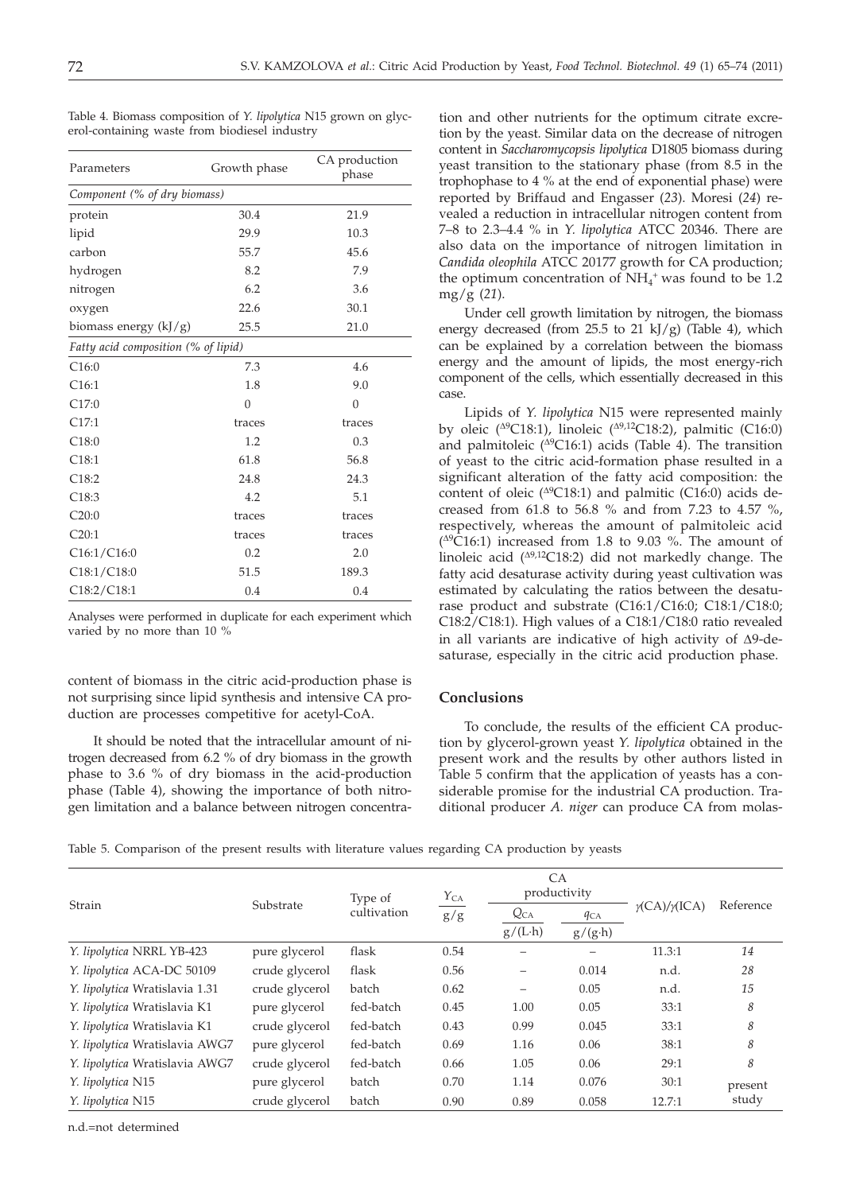Table 4. Biomass composition of *Y. lipolytica* N15 grown on glycerol-containing waste from biodiesel industry

| Parameters | Growth phase | CA production phase |
|---|---|---|
| *Component (% of dry biomass)* | | |
| protein | 30.4 | 21.9 |
| lipid | 29.9 | 10.3 |
| carbon | 55.7 | 45.6 |
| hydrogen | 8.2 | 7.9 |
| nitrogen | 6.2 | 3.6 |
| oxygen | 22.6 | 30.1 |
| biomass energy (kJ/g) | 25.5 | 21.0 |
| *Fatty acid composition (% of lipid)* | | |
| C16:0 | 7.3 | 4.6 |
| C16:1 | 1.8 | 9.0 |
| C17:0 | 0 | 0 |
| C17:1 | traces | traces |
| C18:0 | 1.2 | 0.3 |
| C18:1 | 61.8 | 56.8 |
| C18:2 | 24.8 | 24.3 |
| C18:3 | 4.2 | 5.1 |
| C20:0 | traces | traces |
| C20:1 | traces | traces |
| C16:1/C16:0 | 0.2 | 2.0 |
| C18:1/C18:0 | 51.5 | 189.3 |
| C18:2/C18:1 | 0.4 | 0.4 |

Analyses were performed in duplicate for each experiment which varied by no more than 10 %

content of biomass in the citric acid-production phase is not surprising since lipid synthesis and intensive CA production are processes competitive for acetyl-CoA.

It should be noted that the intracellular amount of nitrogen decreased from 6.2 % of dry biomass in the growth phase to 3.6 % of dry biomass in the acid-production phase (Table 4), showing the importance of both nitrogen limitation and a balance between nitrogen concentration and other nutrients for the optimum citrate excretion by the yeast. Similar data on the decrease of nitrogen content in *Saccharomycopsis lipolytica* D1805 biomass during yeast transition to the stationary phase (from 8.5 in the trophophase to 4 % at the end of exponential phase) were reported by Briffaud and Engasser (*23*). Moresi (*24*) revealed a reduction in intracellular nitrogen content from 7–8 to 2.3–4.4 % in *Y. lipolytica* ATCC 20346. There are also data on the importance of nitrogen limitation in *Candida oleophila* ATCC 20177 growth for CA production; the optimum concentration of $NH_4^+$ was found to be 1.2 mg/g (*21*).

Under cell growth limitation by nitrogen, the biomass energy decreased (from 25.5 to 21 kJ/g) (Table 4), which can be explained by a correlation between the biomass energy and the amount of lipids, the most energy-rich component of the cells, which essentially decreased in this case.

Lipids of *Y. lipolytica* N15 were represented mainly by oleic ($^{\Delta9}$C18:1), linoleic ($^{\Delta9,12}$C18:2), palmitic (C16:0) and palmitoleic ($^{\Delta9}$C16:1) acids (Table 4). The transition of yeast to the citric acid-formation phase resulted in a significant alteration of the fatty acid composition: the content of oleic ($^{\Delta9}$C18:1) and palmitic (C16:0) acids decreased from 61.8 to 56.8 % and from 7.23 to 4.57 %, respectively, whereas the amount of palmitoleic acid ($^{\Delta9}$C16:1) increased from 1.8 to 9.03 %. The amount of linoleic acid ($^{\Delta9,12}$C18:2) did not markedly change. The fatty acid desaturase activity during yeast cultivation was estimated by calculating the ratios between the desaturase product and substrate (C16:1/C16:0; C18:1/C18:0; C18:2/C18:1). High values of a C18:1/C18:0 ratio revealed in all variants are indicative of high activity of Δ9-desaturase, especially in the citric acid production phase.

## Conclusions

To conclude, the results of the efficient CA production by glycerol-grown yeast *Y. lipolytica* obtained in the present work and the results by other authors listed in Table 5 confirm that the application of yeasts has a considerable promise for the industrial CA production. Traditional producer *A. niger* can produce CA from molas-

Table 5. Comparison of the present results with literature values regarding CA production by yeasts

| Strain | Substrate | Type of cultivation | $Y_{CA}$ | CA productivity | | $\gamma$(CA)/$\gamma$(ICA) | Reference |
|---|---|---|---|---|---|---|---|
| | | | g/g | $Q_{CA}$ g/(L·h) | $q_{CA}$ g/(g·h) | | |
| *Y. lipolytica* NRRL YB-423 | pure glycerol | flask | 0.54 | – | – | 11.3:1 | *14* |
| *Y. lipolytica* ACA-DC 50109 | crude glycerol | flask | 0.56 | – | 0.014 | n.d. | *28* |
| *Y. lipolytica* Wratislavia 1.31 | crude glycerol | batch | 0.62 | – | 0.05 | n.d. | *15* |
| *Y. lipolytica* Wratislavia K1 | pure glycerol | fed-batch | 0.45 | 1.00 | 0.05 | 33:1 | *8* |
| *Y. lipolytica* Wratislavia K1 | crude glycerol | fed-batch | 0.43 | 0.99 | 0.045 | 33:1 | *8* |
| *Y. lipolytica* Wratislavia AWG7 | pure glycerol | fed-batch | 0.69 | 1.16 | 0.06 | 38:1 | *8* |
| *Y. lipolytica* Wratislavia AWG7 | crude glycerol | fed-batch | 0.66 | 1.05 | 0.06 | 29:1 | *8* |
| *Y. lipolytica* N15 | pure glycerol | batch | 0.70 | 1.14 | 0.076 | 30:1 | present study |
| *Y. lipolytica* N15 | crude glycerol | batch | 0.90 | 0.89 | 0.058 | 12.7:1 | present study |

n.d.=not determined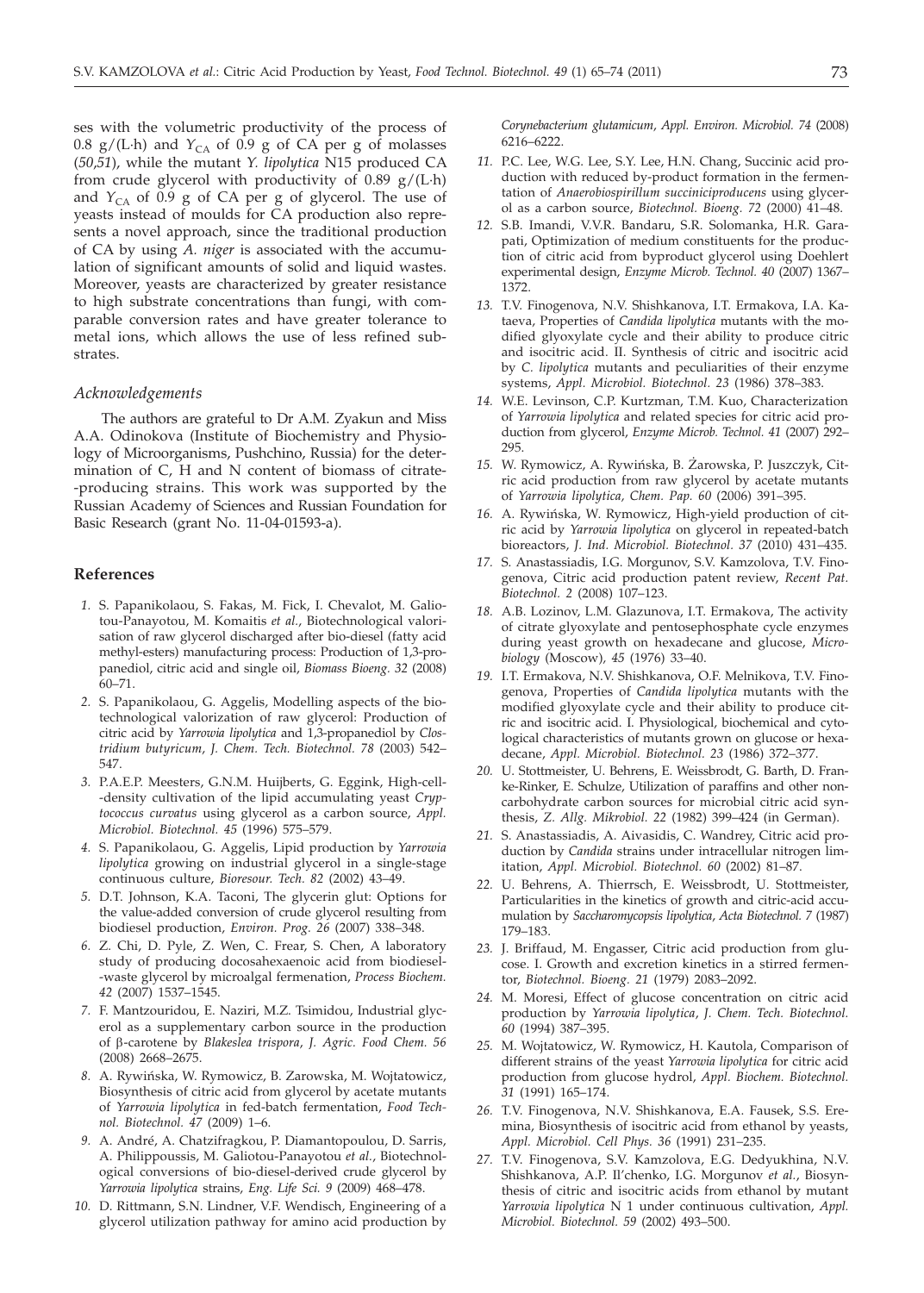ses with the volumetric productivity of the process of 0.8 g/(L·h) and $Y_{CA}$ of 0.9 g of CA per g of molasses (*50,51*), while the mutant *Y. lipolytica* N15 produced CA from crude glycerol with productivity of 0.89 g/(L·h) and $Y_{CA}$ of 0.9 g of CA per g of glycerol. The use of yeasts instead of moulds for CA production also represents a novel approach, since the traditional production of CA by using *A. niger* is associated with the accumulation of significant amounts of solid and liquid wastes. Moreover, yeasts are characterized by greater resistance to high substrate concentrations than fungi, with comparable conversion rates and have greater tolerance to metal ions, which allows the use of less refined substrates.

### *Acknowledgements*

The authors are grateful to Dr A.M. Zyakun and Miss A.A. Odinokova (Institute of Biochemistry and Physiology of Microorganisms, Pushchino, Russia) for the determination of C, H and N content of biomass of citrate-producing strains. This work was supported by the Russian Academy of Sciences and Russian Foundation for Basic Research (grant No. 11-04-01593-a).

## References

1. S. Papanikolaou, S. Fakas, M. Fick, I. Chevalot, M. Galiotou-Panayotou, M. Komaitis *et al.*, Biotechnological valorisation of raw glycerol discharged after bio-diesel (fatty acid methyl-esters) manufacturing process: Production of 1,3-propanediol, citric acid and single oil, *Biomass Bioeng. 32* (2008) 60–71.
2. S. Papanikolaou, G. Aggelis, Modelling aspects of the biotechnological valorization of raw glycerol: Production of citric acid by *Yarrowia lipolytica* and 1,3-propanediol by *Clostridium butyricum*, *J. Chem. Tech. Biotechnol. 78* (2003) 542–547.
3. P.A.E.P. Meesters, G.N.M. Huijberts, G. Eggink, High-cell-density cultivation of the lipid accumulating yeast *Cryptococcus curvatus* using glycerol as a carbon source, *Appl. Microbiol. Biotechnol. 45* (1996) 575–579.
4. S. Papanikolaou, G. Aggelis, Lipid production by *Yarrowia lipolytica* growing on industrial glycerol in a single-stage continuous culture, *Bioresour. Tech. 82* (2002) 43–49.
5. D.T. Johnson, K.A. Taconi, The glycerin glut: Options for the value-added conversion of crude glycerol resulting from biodiesel production, *Environ. Prog. 26* (2007) 338–348.
6. Z. Chi, D. Pyle, Z. Wen, C. Frear, S. Chen, A laboratory study of producing docosahexaenoic acid from biodiesel-waste glycerol by microalgal fermenation, *Process Biochem. 42* (2007) 1537–1545.
7. F. Mantzouridou, E. Naziri, M.Z. Tsimidou, Industrial glycerol as a supplementary carbon source in the production of β-carotene by *Blakeslea trispora*, *J. Agric. Food Chem. 56* (2008) 2668–2675.
8. A. Rywińska, W. Rymowicz, B. Zarowska, M. Wojtatowicz, Biosynthesis of citric acid from glycerol by acetate mutants of *Yarrowia lipolytica* in fed-batch fermentation, *Food Technol. Biotechnol. 47* (2009) 1–6.
9. A. André, A. Chatzifragkou, P. Diamantopoulou, D. Sarris, A. Philippoussis, M. Galiotou-Panayotou *et al.*, Biotechnological conversions of bio-diesel-derived crude glycerol by *Yarrowia lipolytica* strains, *Eng. Life Sci. 9* (2009) 468–478.
10. D. Rittmann, S.N. Lindner, V.F. Wendisch, Engineering of a glycerol utilization pathway for amino acid production by *Corynebacterium glutamicum*, *Appl. Environ. Microbiol. 74* (2008) 6216–6222.
11. P.C. Lee, W.G. Lee, S.Y. Lee, H.N. Chang, Succinic acid production with reduced by-product formation in the fermentation of *Anaerobiospirillum succiniciproducens* using glycerol as a carbon source, *Biotechnol. Bioeng. 72* (2000) 41–48.
12. S.B. Imandi, V.V.R. Bandaru, S.R. Solomanka, H.R. Garapati, Optimization of medium constituents for the production of citric acid from byproduct glycerol using Doehlert experimental design, *Enzyme Microb. Technol. 40* (2007) 1367–1372.
13. T.V. Finogenova, N.V. Shishkanova, I.T. Ermakova, I.A. Kataeva, Properties of *Candida lipolytica* mutants with the modified glyoxylate cycle and their ability to produce citric and isocitric acid. II. Synthesis of citric and isocitric acid by *C. lipolytica* mutants and peculiarities of their enzyme systems, *Appl. Microbiol. Biotechnol. 23* (1986) 378–383.
14. W.E. Levinson, C.P. Kurtzman, T.M. Kuo, Characterization of *Yarrowia lipolytica* and related species for citric acid production from glycerol, *Enzyme Microb. Technol. 41* (2007) 292–295.
15. W. Rymowicz, A. Rywińska, B. Żarowska, P. Juszczyk, Citric acid production from raw glycerol by acetate mutants of *Yarrowia lipolytica, Chem. Pap. 60* (2006) 391–395.
16. A. Rywińska, W. Rymowicz, High-yield production of citric acid by *Yarrowia lipolytica* on glycerol in repeated-batch bioreactors, *J. Ind. Microbiol. Biotechnol. 37* (2010) 431–435.
17. S. Anastassiadis, I.G. Morgunov, S.V. Kamzolova, T.V. Finogenova, Citric acid production patent review, *Recent Pat. Biotechnol. 2* (2008) 107–123.
18. A.B. Lozinov, L.M. Glazunova, I.T. Ermakova, The activity of citrate glyoxylate and pentosephosphate cycle enzymes during yeast growth on hexadecane and glucose, *Microbiology* (Moscow), *45* (1976) 33–40.
19. I.T. Ermakova, N.V. Shishkanova, O.F. Melnikova, T.V. Finogenova, Properties of *Candida lipolytica* mutants with the modified glyoxylate cycle and their ability to produce citric and isocitric acid. I. Physiological, biochemical and cytological characteristics of mutants grown on glucose or hexadecane, *Appl. Microbiol. Biotechnol. 23* (1986) 372–377.
20. U. Stottmeister, U. Behrens, E. Weissbrodt, G. Barth, D. Franke-Rinker, E. Schulze, Utilization of paraffins and other noncarbohydrate carbon sources for microbial citric acid synthesis, *Z. Allg. Mikrobiol. 22* (1982) 399–424 (in German).
21. S. Anastassiadis, A. Aivasidis, C. Wandrey, Citric acid production by *Candida* strains under intracellular nitrogen limitation, *Appl. Microbiol. Biotechnol. 60* (2002) 81–87.
22. U. Behrens, A. Thierrsch, E. Weissbrodt, U. Stottmeister, Particularities in the kinetics of growth and citric-acid accumulation by *Saccharomycopsis lipolytica*, *Acta Biotechnol. 7* (1987) 179–183.
23. J. Briffaud, M. Engasser, Citric acid production from glucose. I. Growth and excretion kinetics in a stirred fermentor, *Biotechnol. Bioeng. 21* (1979) 2083–2092.
24. M. Moresi, Effect of glucose concentration on citric acid production by *Yarrowia lipolytica*, *J. Chem. Tech. Biotechnol. 60* (1994) 387–395.
25. M. Wojtatowicz, W. Rymowicz, H. Kautola, Comparison of different strains of the yeast *Yarrowia lipolytica* for citric acid production from glucose hydrol, *Appl. Biochem. Biotechnol. 31* (1991) 165–174.
26. T.V. Finogenova, N.V. Shishkanova, E.A. Fausek, S.S. Eremina, Biosynthesis of isocitric acid from ethanol by yeasts, *Appl. Microbiol. Cell Phys. 36* (1991) 231–235.
27. T.V. Finogenova, S.V. Kamzolova, E.G. Dedyukhina, N.V. Shishkanova, A.P. Il'chenko, I.G. Morgunov *et al.*, Biosynthesis of citric and isocitric acids from ethanol by mutant *Yarrowia lipolytica* N 1 under continuous cultivation, *Appl. Microbiol. Biotechnol. 59* (2002) 493–500.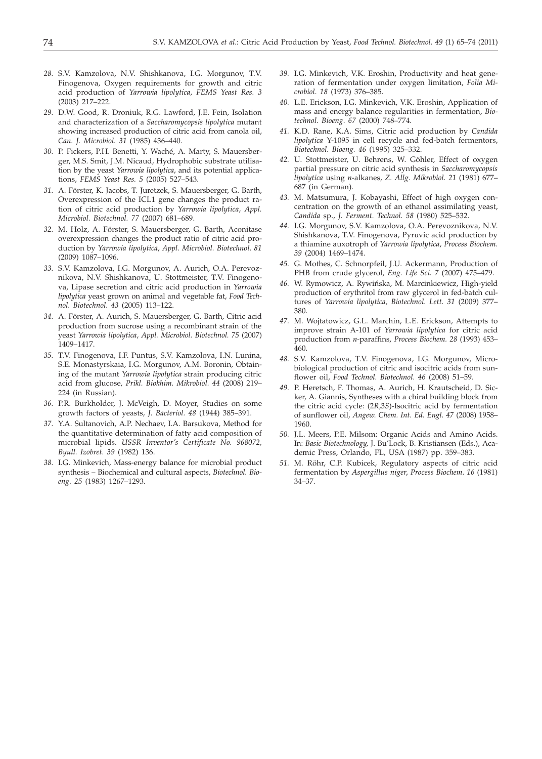28. S.V. Kamzolova, N.V. Shishkanova, I.G. Morgunov, T.V. Finogenova, Oxygen requirements for growth and citric acid production of *Yarrowia lipolytica*, *FEMS Yeast Res. 3* (2003) 217–222.

29. D.W. Good, R. Droniuk, R.G. Lawford, J.E. Fein, Isolation and characterization of a *Saccharomycopsis lipolytica* mutant showing increased production of citric acid from canola oil, *Can. J. Microbiol. 31* (1985) 436–440.

30. P. Fickers, P.H. Benetti, Y. Waché, A. Marty, S. Mauersberger, M.S. Smit, J.M. Nicaud, Hydrophobic substrate utilisation by the yeast *Yarrowia lipolytica*, and its potential applications, *FEMS Yeast Res. 5* (2005) 527–543.

31. A. Förster, K. Jacobs, T. Juretzek, S. Mauersberger, G. Barth, Overexpression of the ICL1 gene changes the product ratio of citric acid production by *Yarrowia lipolytica*, *Appl. Microbiol. Biotechnol. 77* (2007) 681–689.

32. M. Holz, A. Förster, S. Mauersberger, G. Barth, Aconitase overexpression changes the product ratio of citric acid production by *Yarrowia lipolytica*, *Appl. Microbiol. Biotechnol. 81* (2009) 1087–1096.

33. S.V. Kamzolova, I.G. Morgunov, A. Aurich, O.A. Perevoznikova, N.V. Shishkanova, U. Stottmeister, T.V. Finogenova, Lipase secretion and citric acid production in *Yarrowia lipolytica* yeast grown on animal and vegetable fat, *Food Technol. Biotechnol. 43* (2005) 113–122.

34. A. Förster, A. Aurich, S. Mauersberger, G. Barth, Citric acid production from sucrose using a recombinant strain of the yeast *Yarrowia lipolytica*, *Appl. Microbiol. Biotechnol. 75* (2007) 1409–1417.

35. T.V. Finogenova, I.F. Puntus, S.V. Kamzolova, I.N. Lunina, S.E. Monastyrskaia, I.G. Morgunov, A.M. Boronin, Obtaining of the mutant *Yarrowia lipolytica* strain producing citric acid from glucose, *Prikl. Biokhim. Mikrobiol. 44* (2008) 219–224 (in Russian).

36. P.R. Burkholder, J. McVeigh, D. Moyer, Studies on some growth factors of yeasts, *J. Bacteriol. 48* (1944) 385–391.

37. Y.A. Sultanovich, A.P. Nechaev, I.A. Barsukova, Method for the quantitative determination of fatty acid composition of microbial lipids. *USSR Inventor's Certificate No. 968072, Byull. Izobret. 39* (1982) 136.

38. I.G. Minkevich, Mass-energy balance for microbial product synthesis – Biochemical and cultural aspects, *Biotechnol. Bioeng. 25* (1983) 1267–1293.

39. I.G. Minkevich, V.K. Eroshin, Productivity and heat generation of fermentation under oxygen limitation, *Folia Microbiol. 18* (1973) 376–385.

40. L.E. Erickson, I.G. Minkevich, V.K. Eroshin, Application of mass and energy balance regularities in fermentation, *Biotechnol. Bioeng. 67* (2000) 748–774.

41. K.D. Rane, K.A. Sims, Citric acid production by *Candida lipolytica* Y-1095 in cell recycle and fed-batch fermentors, *Biotechnol. Bioeng. 46* (1995) 325–332.

42. U. Stottmeister, U. Behrens, W. Göhler, Effect of oxygen partial pressure on citric acid synthesis in *Saccharomycopsis lipolytica* using *n*-alkanes, *Z. Allg. Mikrobiol. 21* (1981) 677–687 (in German).

43. M. Matsumura, J. Kobayashi, Effect of high oxygen concentration on the growth of an ethanol assimilating yeast, *Candida* sp., *J. Ferment. Technol. 58* (1980) 525–532.

44. I.G. Morgunov, S.V. Kamzolova, O.A. Perevoznikova, N.V. Shishkanova, T.V. Finogenova, Pyruvic acid production by a thiamine auxotroph of *Yarrowia lipolytica*, *Process Biochem. 39* (2004) 1469–1474.

45. G. Mothes, C. Schnorpfeil, J.U. Ackermann, Production of PHB from crude glycerol, *Eng. Life Sci. 7* (2007) 475–479.

46. W. Rymowicz, A. Rywińska, M. Marcinkiewicz, High-yield production of erythritol from raw glycerol in fed-batch cultures of *Yarrowia lipolytica*, *Biotechnol. Lett. 31* (2009) 377–380.

47. M. Wojtatowicz, G.L. Marchin, L.E. Erickson, Attempts to improve strain A-101 of *Yarrowia lipolytica* for citric acid production from *n*-paraffins, *Process Biochem. 28* (1993) 453–460.

48. S.V. Kamzolova, T.V. Finogenova, I.G. Morgunov, Microbiological production of citric and isocitric acids from sunflower oil, *Food Technol. Biotechnol. 46* (2008) 51–59.

49. P. Heretsch, F. Thomas, A. Aurich, H. Krautscheid, D. Sicker, A. Giannis, Syntheses with a chiral building block from the citric acid cycle: (2*R*,3*S*)-Isocitric acid by fermentation of sunflower oil, *Angew. Chem. Int. Ed. Engl. 47* (2008) 1958–1960.

50. J.L. Meers, P.E. Milsom: Organic Acids and Amino Acids. In: *Basic Biotechnology*, J. Bu'Lock, B. Kristiansen (Eds.), Academic Press, Orlando, FL, USA (1987) pp. 359–383.

51. M. Röhr, C.P. Kubicek, Regulatory aspects of citric acid fermentation by *Aspergillus niger*, *Process Biochem. 16* (1981) 34–37.